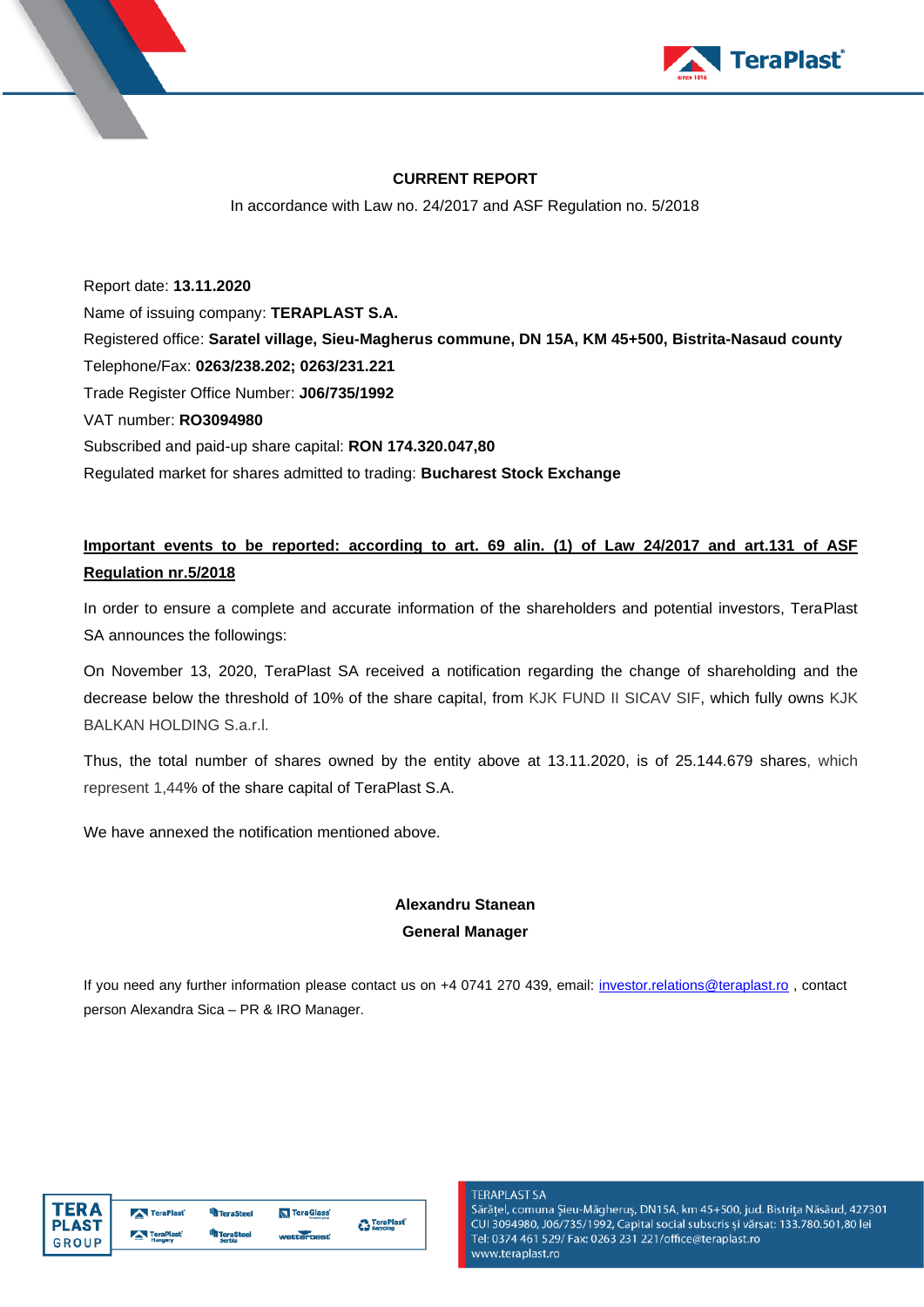**CURRENT REPORT**

In accordance with Law no. 24/2017 and ASF Regulation no. 5/2018

Report date: **13.11.2020**

Name of issuing company: **TERAPLAST S.A.**

Registered office: **Saratel village, Sieu-Magherus commune, DN 15A, KM 45+500, Bistrita-Nasaud county**

Telephone/Fax: **0263/238.202; 0263/231.221**

Trade Register Office Number: **J06/735/1992**

VAT number: **RO3094980**

Subscribed and paid-up share capital: **RON 174.320.047,80**

Regulated market for shares admitted to trading: **Bucharest Stock Exchange**

**Important events to be reported: according to art. 69 alin. (1) of Law 24/2017 and art.131 of ASF Regulation nr.5/2018**

In order to ensure a complete and accurate information of the shareholders and potential investors, TeraPlast SA announces the followings:

On November 13, 2020, TeraPlast SA received a notification regarding the change of shareholding and the decrease below the threshold of 10% of the share capital, from KJK FUND II SICAV SIF, which fully owns KJK BALKAN HOLDING S.a.r.l.

Thus, the total number of shares owned by the entity above at 13.11.2020, is of 25.144.679 shares, which represent 1,44% of the share capital of TeraPlast S.A.

We have annexed the notification mentioned above.

**Alexandru Stanean**

**General Manager**

If you need any further information please contact us on +4 0741 270 439, email: investor.relations@teraplast.ro , contact person Alexandra Sica – PR & IRO Manager.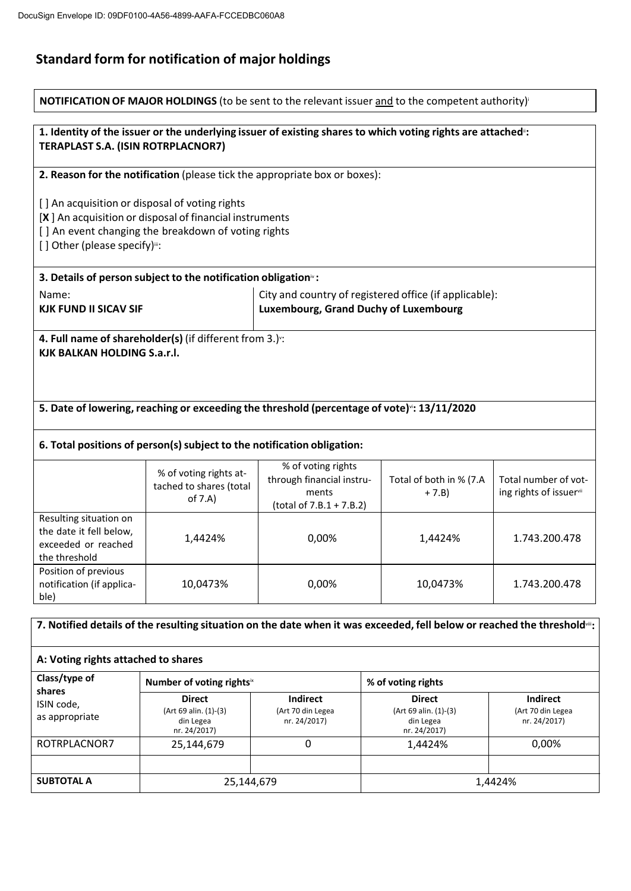# Standard form for notification of major holdings

**NOTIFICATION OF MAJOR HOLDINGS** (to be sent to the relevant issuer and to the competent authority)[i]

**1. Identity of the issuer or the underlying issuer of existing shares to which voting rights are attached[ii]:**
**TERAPLAST S.A. (ISIN ROTRPLACNOR7)**

**2. Reason for the notification** (please tick the appropriate box or boxes):

[ ] An acquisition or disposal of voting rights
[**X** ] An acquisition or disposal of financial instruments
[ ] An event changing the breakdown of voting rights
[ ] Other (please specify)[iii]:

**3. Details of person subject to the notification obligation[iv]:**

| Name: | City and country of registered office (if applicable): |
|---|---|
| **KJK FUND II SICAV SIF** | **Luxembourg, Grand Duchy of Luxembourg** |

**4. Full name of shareholder(s)** (if different from 3.)[v]:
**KJK BALKAN HOLDING S.a.r.l.**

**5. Date of lowering, reaching or exceeding the threshold (percentage of vote)[vi]: 13/11/2020**

**6. Total positions of person(s) subject to the notification obligation:**

| | % of voting rights attached to shares (total of 7.A) | % of voting rights through financial instruments (total of 7.B.1 + 7.B.2) | Total of both in % (7.A + 7.B) | Total number of voting rights of issuer[vii] |
|---|---|---|---|---|
| Resulting situation on the date it fell below, exceeded or reached the threshold | 1,4424% | 0,00% | 1,4424% | 1.743.200.478 |
| Position of previous notification (if applicable) | 10,0473% | 0,00% | 10,0473% | 1.743.200.478 |

**7. Notified details of the resulting situation on the date when it was exceeded, fell below or reached the threshold[viii]:**

**A: Voting rights attached to shares**

| Class/type of shares ISIN code, as appropriate | Number of voting rights[ix] | | % of voting rights | |
|---|---|---|---|---|
| | **Direct** (Art 69 alin. (1)-(3) din Legea nr. 24/2017) | **Indirect** (Art 70 din Legea nr. 24/2017) | **Direct** (Art 69 alin. (1)-(3) din Legea nr. 24/2017) | **Indirect** (Art 70 din Legea nr. 24/2017) |
| ROTRPLACNOR7 | 25,144,679 | 0 | 1,4424% | 0,00% |
| | | | | |
| **SUBTOTAL A** | 25,144,679 | | 1,4424% | |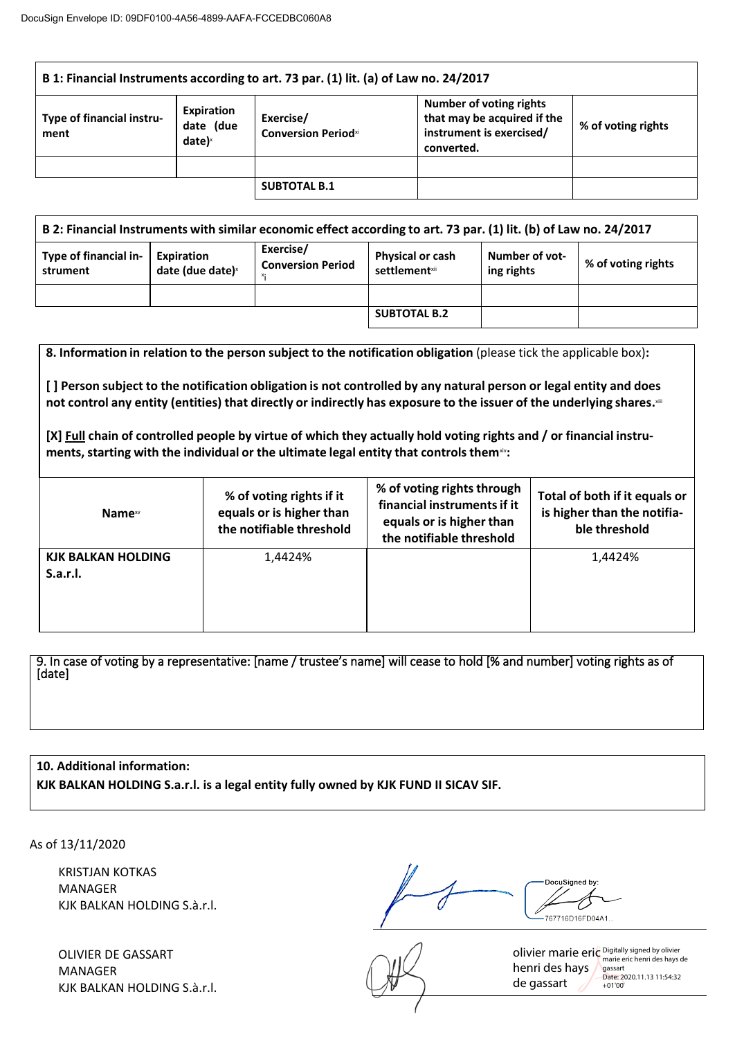DocuSign Envelope ID: 09DF0100-4A56-4899-AAFA-FCCEDBC060A8

| **B 1: Financial Instruments according to art. 73 par. (1) lit. (a) of Law no. 24/2017** | | | | |
|---|---|---|---|---|
| **Type of financial instrument** | **Expiration date (due date)**[x] | **Exercise/ Conversion Period**[xi] | **Number of voting rights that may be acquired if the instrument is exercised/ converted.** | **% of voting rights** |
| | | | | |
| | | **SUBTOTAL B.1** | | |

| **B 2: Financial Instruments with similar economic effect according to art. 73 par. (1) lit. (b) of Law no. 24/2017** | | | | | |
|---|---|---|---|---|---|
| **Type of financial instrument** | **Expiration date (due date)**[x] | **Exercise/ Conversion Period**[xi] | **Physical or cash settlement**[xii] | **Number of voting rights** | **% of voting rights** |
| | | | | | |
| | | | **SUBTOTAL B.2** | | |

**8. Information in relation to the person subject to the notification obligation** (please tick the applicable box)**:**

**[ ] Person subject to the notification obligation is not controlled by any natural person or legal entity and does not control any entity (entities) that directly or indirectly has exposure to the issuer of the underlying shares.**[xiii]

**[X] Full chain of controlled people by virtue of which they actually hold voting rights and / or financial instruments, starting with the individual or the ultimate legal entity that controls them**[xiv]**:**

| **Name**[xv] | **% of voting rights if it equals or is higher than the notifiable threshold** | **% of voting rights through financial instruments if it equals or is higher than the notifiable threshold** | **Total of both if it equals or is higher than the notifiable threshold** |
|---|---|---|---|
| **KJK BALKAN HOLDING S.a.r.l.** | 1,4424% | | 1,4424% |

9. In case of voting by a representative: [name / trustee's name] will cease to hold [% and number] voting rights as of [date]

**10. Additional information:**
**KJK BALKAN HOLDING S.a.r.l. is a legal entity fully owned by KJK FUND II SICAV SIF.**

As of 13/11/2020

KRISTJAN KOTKAS
MANAGER
KJK BALKAN HOLDING S.à.r.l.

DocuSigned by:
767716D16FD04A1...

OLIVIER DE GASSART
MANAGER
KJK BALKAN HOLDING S.à.r.l.

olivier marie eric henri des hays de gassart
Digitally signed by olivier marie eric henri des hays de gassart
Date: 2020.11.13 11:54:32 +01'00'